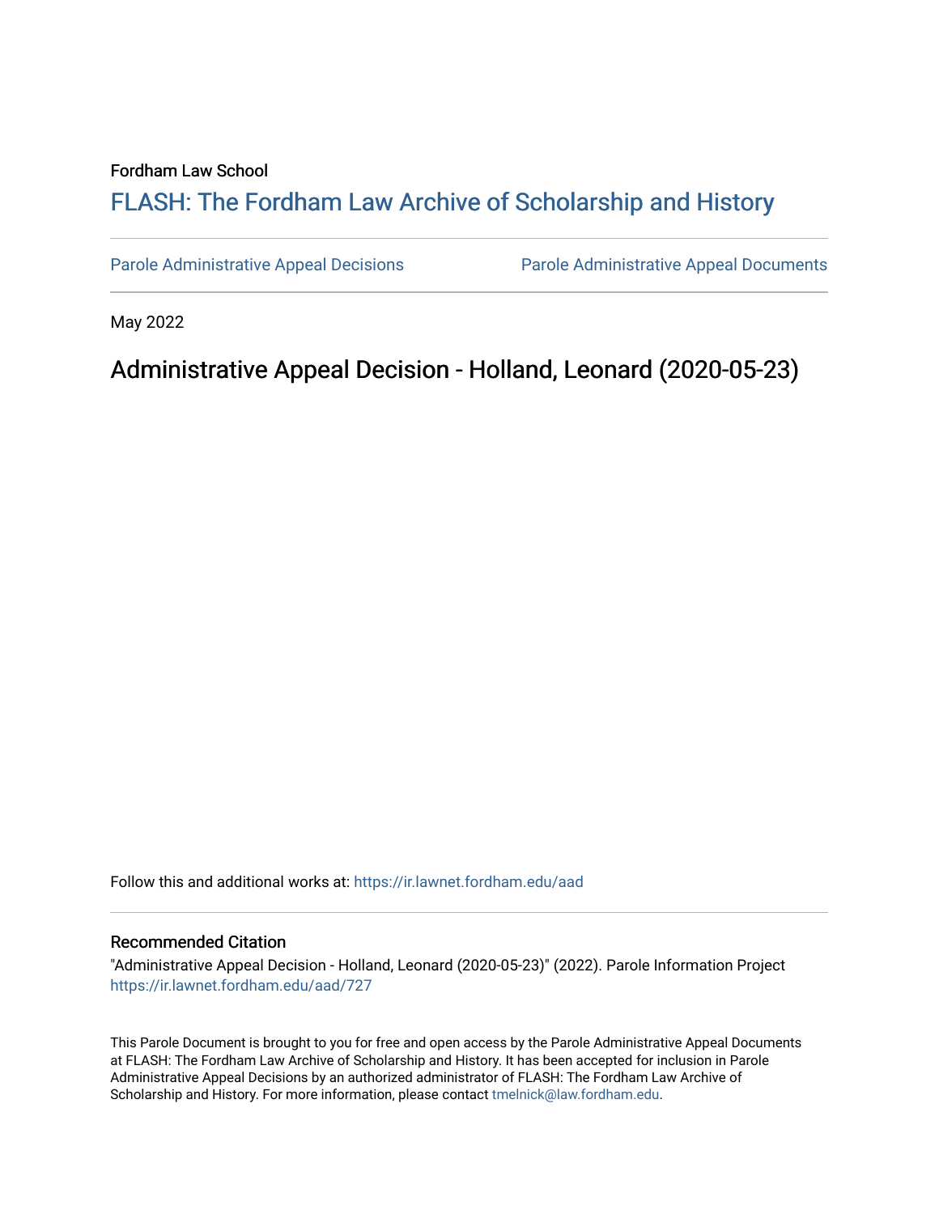Fordham Law School

# FLASH: The Fordham Law Archive of Scholarship and History

Parole Administrative Appeal Decisions | Parole Administrative Appeal Documents

May 2022

## Administrative Appeal Decision - Holland, Leonard (2020-05-23)

Follow this and additional works at: https://ir.lawnet.fordham.edu/aad

### Recommended Citation

"Administrative Appeal Decision - Holland, Leonard (2020-05-23)" (2022). Parole Information Project https://ir.lawnet.fordham.edu/aad/727

This Parole Document is brought to you for free and open access by the Parole Administrative Appeal Documents at FLASH: The Fordham Law Archive of Scholarship and History. It has been accepted for inclusion in Parole Administrative Appeal Decisions by an authorized administrator of FLASH: The Fordham Law Archive of Scholarship and History. For more information, please contact tmelnick@law.fordham.edu.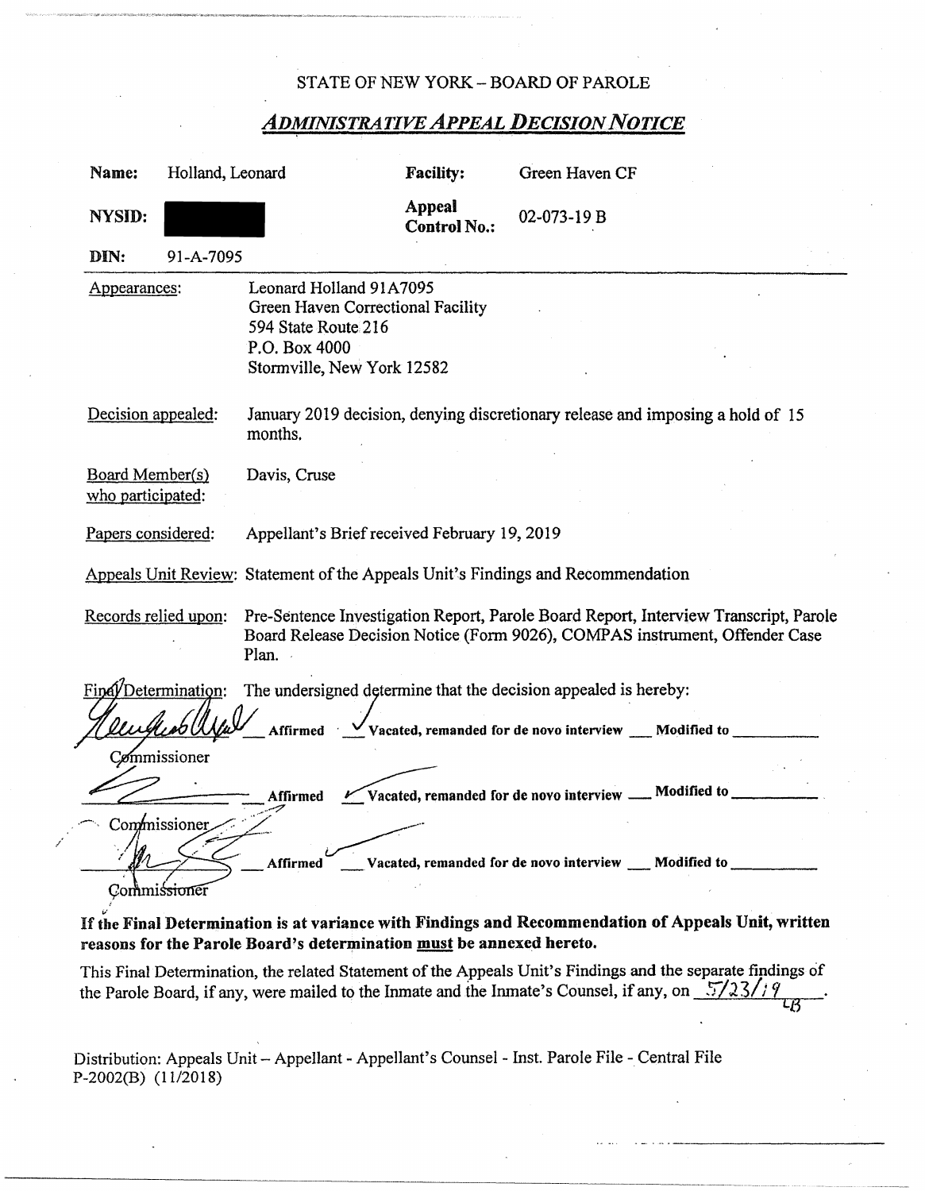STATE OF NEW YORK – BOARD OF PAROLE

## *ADMINISTRATIVE APPEAL DECISION NOTICE*

| | | | |
|---|---|---|---|
| **Name:** | Holland, Leonard | **Facility:** | Green Haven CF |
| **NYSID:** | ██████ | **Appeal Control No.:** | 02-073-19 B |
| **DIN:** | 91-A-7095 | | |

Appearances: Leonard Holland 91A7095
Green Haven Correctional Facility
594 State Route 216
P.O. Box 4000
Stormville, New York 12582

Decision appealed: January 2019 decision, denying discretionary release and imposing a hold of 15 months.

Board Member(s) who participated: Davis, Cruse

Papers considered: Appellant's Brief received February 19, 2019

Appeals Unit Review: Statement of the Appeals Unit's Findings and Recommendation

Records relied upon: Pre-Sentence Investigation Report, Parole Board Report, Interview Transcript, Parole Board Release Decision Notice (Form 9026), COMPAS instrument, Offender Case Plan.

Final Determination: The undersigned determine that the decision appealed is hereby:

[Signature] ___ Affirmed ✓ Vacated, remanded for de novo interview ___ Modified to ________
Commissioner

[Signature] ___ Affirmed ✓ Vacated, remanded for de novo interview ___ Modified to ________
Commissioner

[Signature] ___ Affirmed ✓ Vacated, remanded for de novo interview ___ Modified to ________
Commissioner

**If the Final Determination is at variance with Findings and Recommendation of Appeals Unit, written reasons for the Parole Board's determination must be annexed hereto.**

This Final Determination, the related Statement of the Appeals Unit's Findings and the separate findings of the Parole Board, if any, were mailed to the Inmate and the Inmate's Counsel, if any, on 5/23/19 LB.

Distribution: Appeals Unit – Appellant - Appellant's Counsel - Inst. Parole File - Central File
P-2002(B) (11/2018)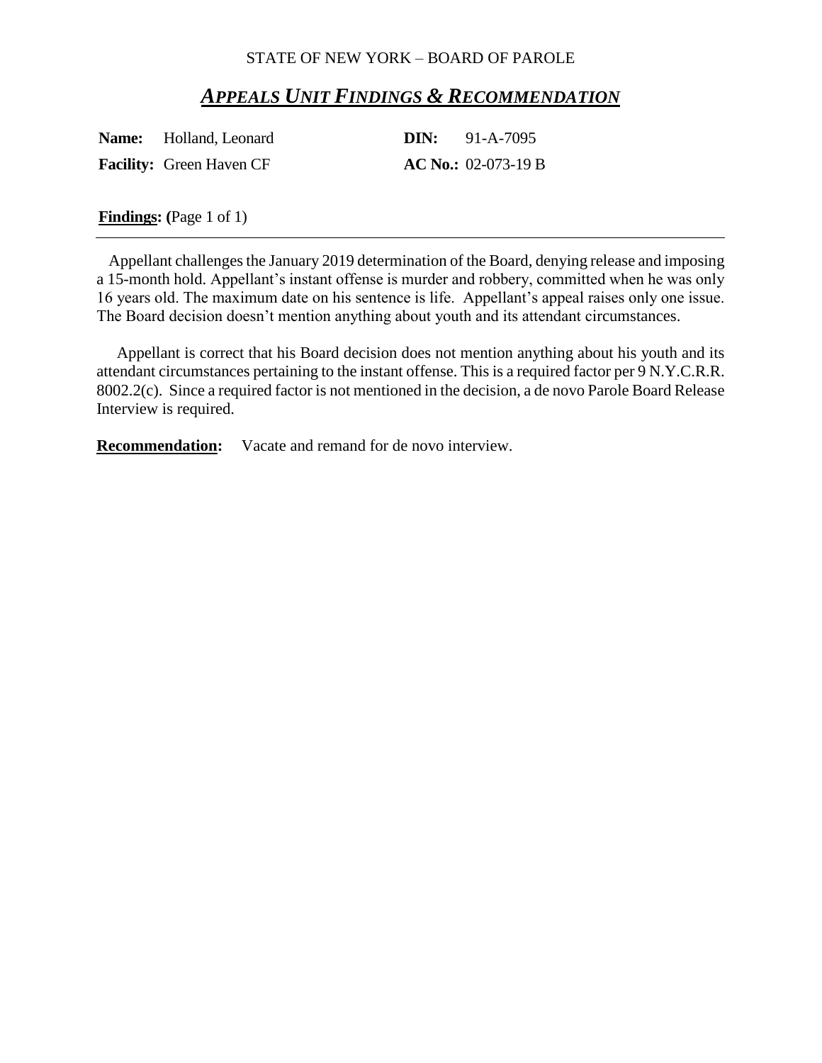STATE OF NEW YORK – BOARD OF PAROLE

## *APPEALS UNIT FINDINGS & RECOMMENDATION*

| | | | |
|---|---|---|---|
| **Name:** | Holland, Leonard | **DIN:** | 91-A-7095 |
| **Facility:** | Green Haven CF | **AC No.:** | 02-073-19 B |

**Findings: (**Page 1 of 1)

---

Appellant challenges the January 2019 determination of the Board, denying release and imposing a 15-month hold. Appellant's instant offense is murder and robbery, committed when he was only 16 years old. The maximum date on his sentence is life. Appellant's appeal raises only one issue. The Board decision doesn't mention anything about youth and its attendant circumstances.

Appellant is correct that his Board decision does not mention anything about his youth and its attendant circumstances pertaining to the instant offense. This is a required factor per 9 N.Y.C.R.R. 8002.2(c). Since a required factor is not mentioned in the decision, a de novo Parole Board Release Interview is required.

**Recommendation:** Vacate and remand for de novo interview.